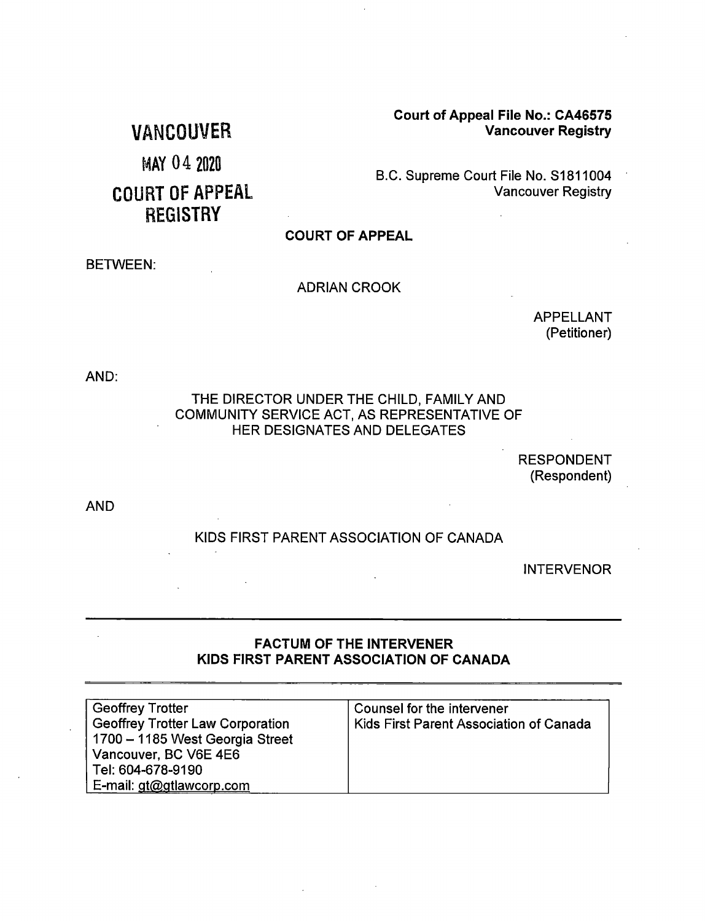VANCOUVER

MAY 04 2020

COURT OF APPEAL REGISTRY

**Court of Appeal File No.: CA46575**
**Vancouver Registry**

B.C. Supreme Court File No. S1811004
Vancouver Registry

**COURT OF APPEAL**

BETWEEN:

ADRIAN CROOK

APPELLANT
(Petitioner)

AND:

THE DIRECTOR UNDER THE CHILD, FAMILY AND COMMUNITY SERVICE ACT, AS REPRESENTATIVE OF HER DESIGNATES AND DELEGATES

RESPONDENT
(Respondent)

AND

KIDS FIRST PARENT ASSOCIATION OF CANADA

INTERVENOR

---

**FACTUM OF THE INTERVENER**
**KIDS FIRST PARENT ASSOCIATION OF CANADA**

---

| Geoffrey Trotter<br>Geoffrey Trotter Law Corporation<br>1700 – 1185 West Georgia Street<br>Vancouver, BC V6E 4E6<br>Tel: 604-678-9190<br>E-mail: gt@gtlawcorp.com | Counsel for the intervener<br>Kids First Parent Association of Canada |
|---|---|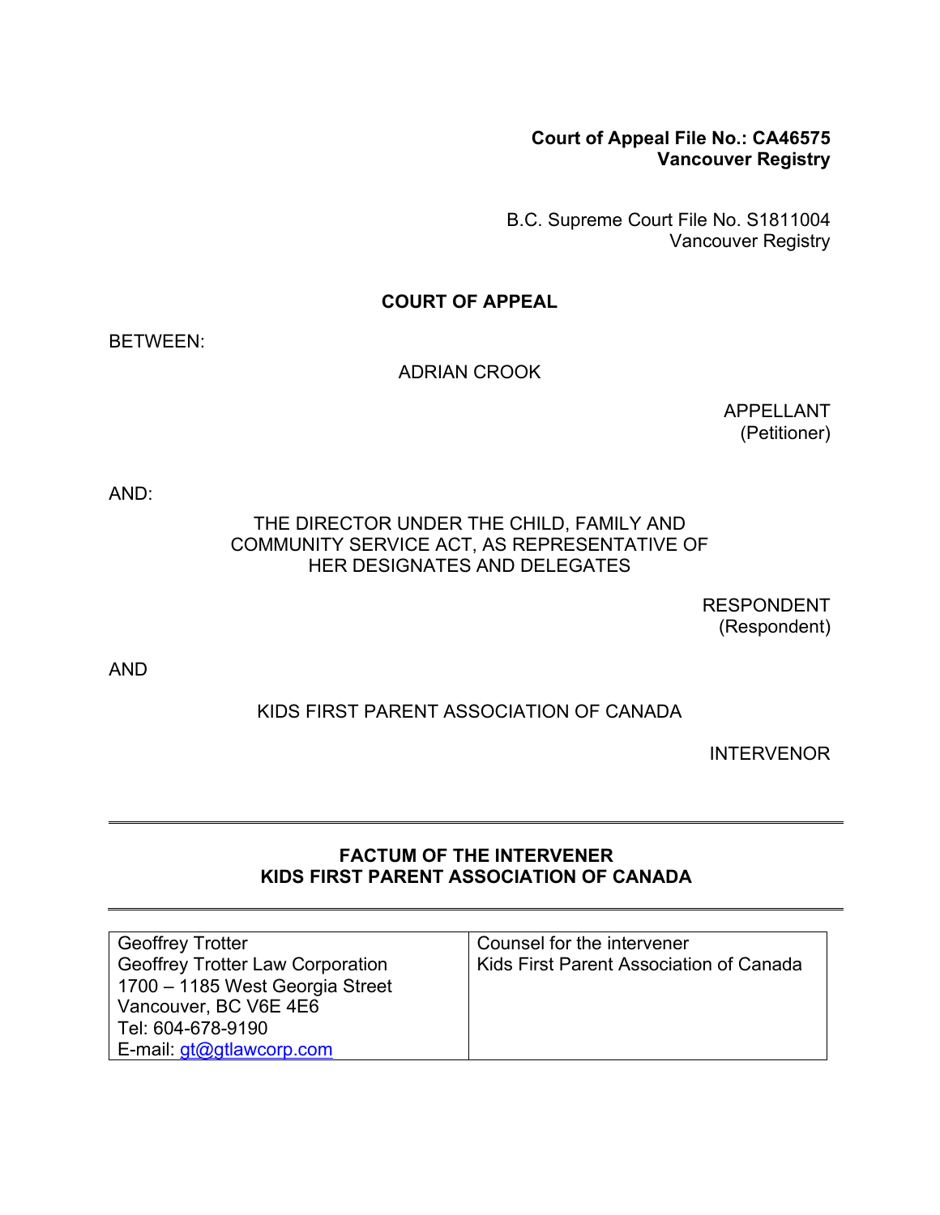**Court of Appeal File No.: CA46575**
**Vancouver Registry**

B.C. Supreme Court File No. S1811004
Vancouver Registry

**COURT OF APPEAL**

BETWEEN:

ADRIAN CROOK

APPELLANT
(Petitioner)

AND:

THE DIRECTOR UNDER THE CHILD, FAMILY AND COMMUNITY SERVICE ACT, AS REPRESENTATIVE OF HER DESIGNATES AND DELEGATES

RESPONDENT
(Respondent)

AND

KIDS FIRST PARENT ASSOCIATION OF CANADA

INTERVENOR

---

**FACTUM OF THE INTERVENER**
**KIDS FIRST PARENT ASSOCIATION OF CANADA**

---

| Geoffrey Trotter<br>Geoffrey Trotter Law Corporation<br>1700 – 1185 West Georgia Street<br>Vancouver, BC V6E 4E6<br>Tel: 604-678-9190<br>E-mail: gt@gtlawcorp.com | Counsel for the intervener<br>Kids First Parent Association of Canada |
|---|---|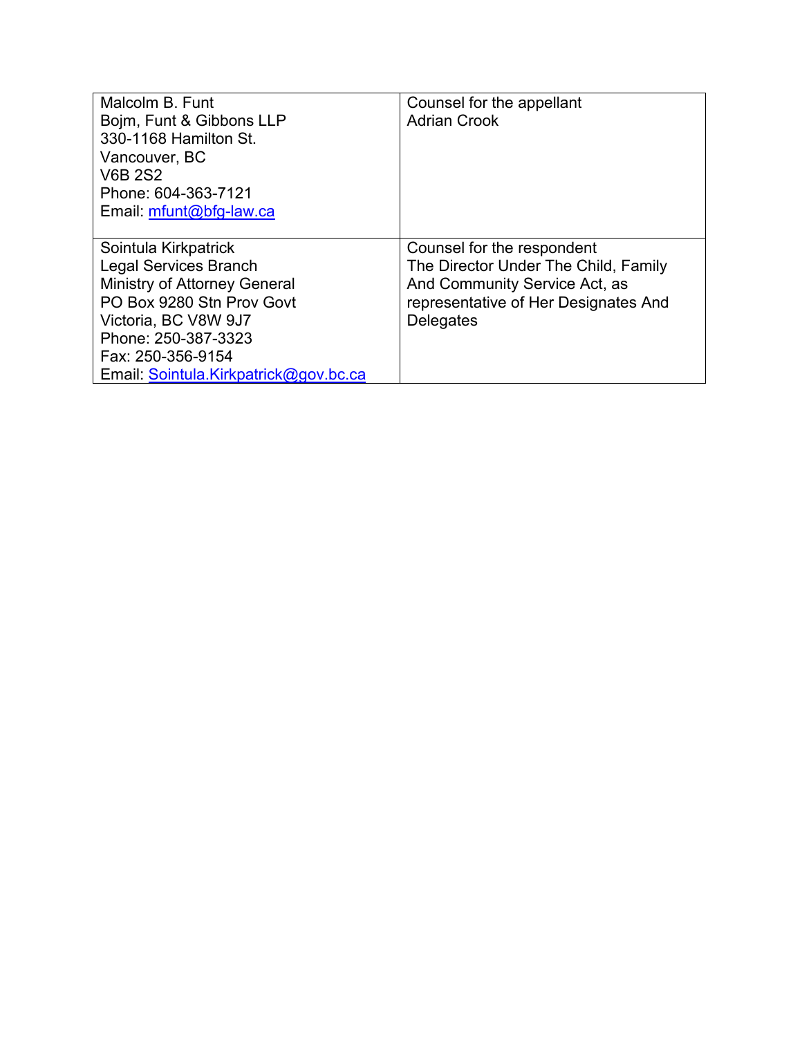| | |
|---|---|
| Malcolm B. Funt<br>Bojm, Funt & Gibbons LLP<br>330-1168 Hamilton St.<br>Vancouver, BC<br>V6B 2S2<br>Phone: 604-363-7121<br>Email: mfunt@bfg-law.ca | Counsel for the appellant<br>Adrian Crook |
| Sointula Kirkpatrick<br>Legal Services Branch<br>Ministry of Attorney General<br>PO Box 9280 Stn Prov Govt<br>Victoria, BC V8W 9J7<br>Phone: 250-387-3323<br>Fax: 250-356-9154<br>Email: Sointula.Kirkpatrick@gov.bc.ca | Counsel for the respondent<br>The Director Under The Child, Family And Community Service Act, as representative of Her Designates And Delegates |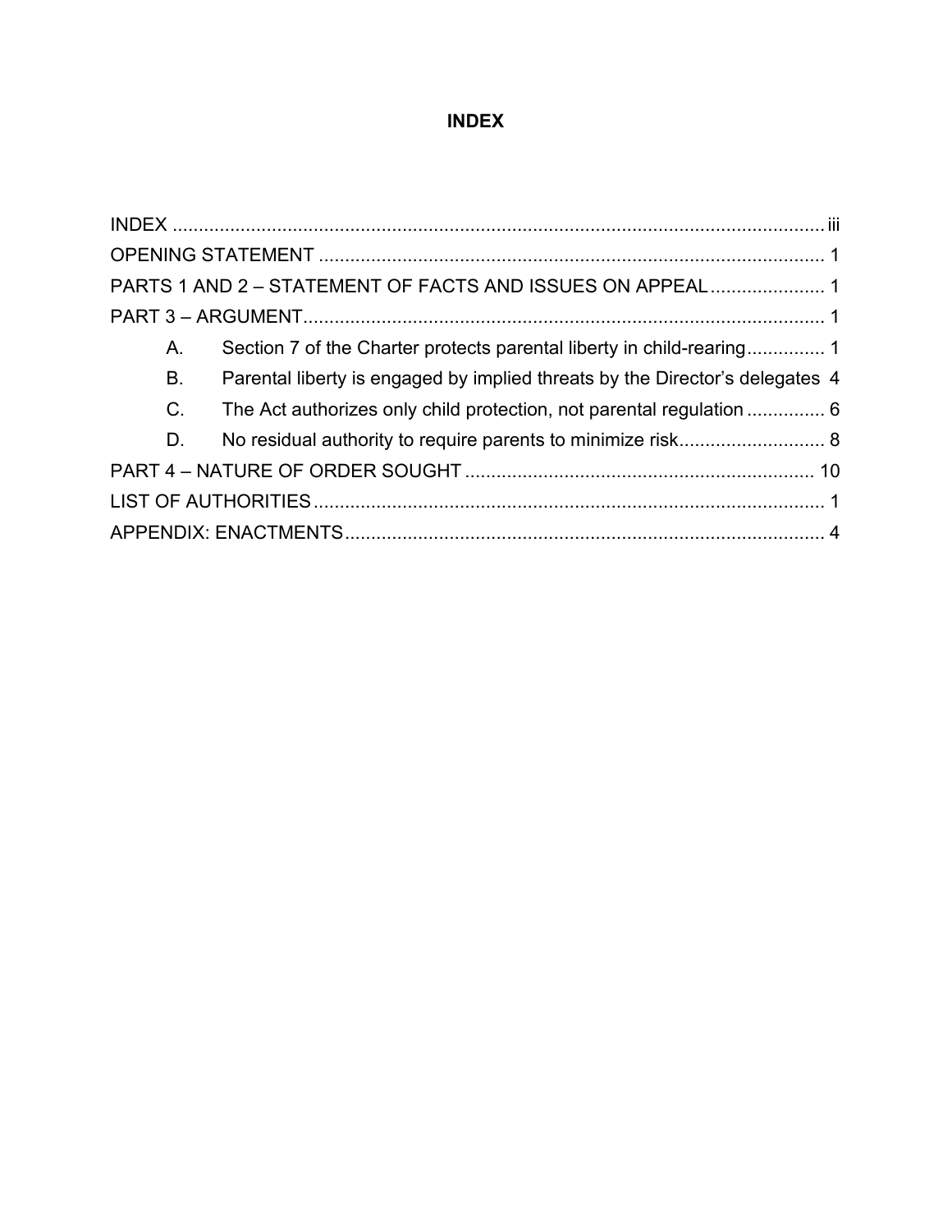# INDEX

INDEX ........................................................................................................................ iii
OPENING STATEMENT ................................................................................................ 1
PARTS 1 AND 2 – STATEMENT OF FACTS AND ISSUES ON APPEAL ...................... 1
PART 3 – ARGUMENT................................................................................................... 1

- A. Section 7 of the Charter protects parental liberty in child-rearing............... 1
- B. Parental liberty is engaged by implied threats by the Director's delegates 4
- C. The Act authorizes only child protection, not parental regulation ............... 6
- D. No residual authority to require parents to minimize risk............................ 8

PART 4 – NATURE OF ORDER SOUGHT .................................................................. 10
LIST OF AUTHORITIES .................................................................................................. 1
APPENDIX: ENACTMENTS ............................................................................................ 4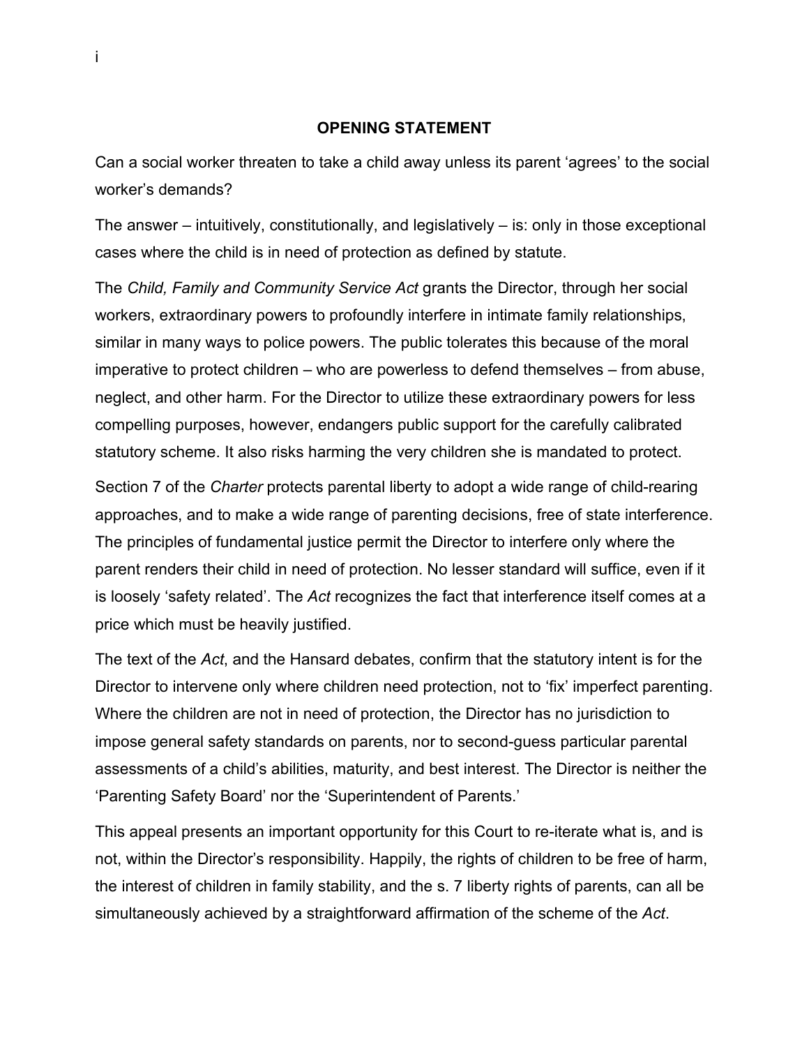## OPENING STATEMENT

Can a social worker threaten to take a child away unless its parent 'agrees' to the social worker's demands?

The answer – intuitively, constitutionally, and legislatively – is: only in those exceptional cases where the child is in need of protection as defined by statute.

The *Child, Family and Community Service Act* grants the Director, through her social workers, extraordinary powers to profoundly interfere in intimate family relationships, similar in many ways to police powers. The public tolerates this because of the moral imperative to protect children – who are powerless to defend themselves – from abuse, neglect, and other harm. For the Director to utilize these extraordinary powers for less compelling purposes, however, endangers public support for the carefully calibrated statutory scheme. It also risks harming the very children she is mandated to protect.

Section 7 of the *Charter* protects parental liberty to adopt a wide range of child-rearing approaches, and to make a wide range of parenting decisions, free of state interference. The principles of fundamental justice permit the Director to interfere only where the parent renders their child in need of protection. No lesser standard will suffice, even if it is loosely 'safety related'. The *Act* recognizes the fact that interference itself comes at a price which must be heavily justified.

The text of the *Act*, and the Hansard debates, confirm that the statutory intent is for the Director to intervene only where children need protection, not to 'fix' imperfect parenting. Where the children are not in need of protection, the Director has no jurisdiction to impose general safety standards on parents, nor to second-guess particular parental assessments of a child's abilities, maturity, and best interest. The Director is neither the 'Parenting Safety Board' nor the 'Superintendent of Parents.'

This appeal presents an important opportunity for this Court to re-iterate what is, and is not, within the Director's responsibility. Happily, the rights of children to be free of harm, the interest of children in family stability, and the s. 7 liberty rights of parents, can all be simultaneously achieved by a straightforward affirmation of the scheme of the *Act*.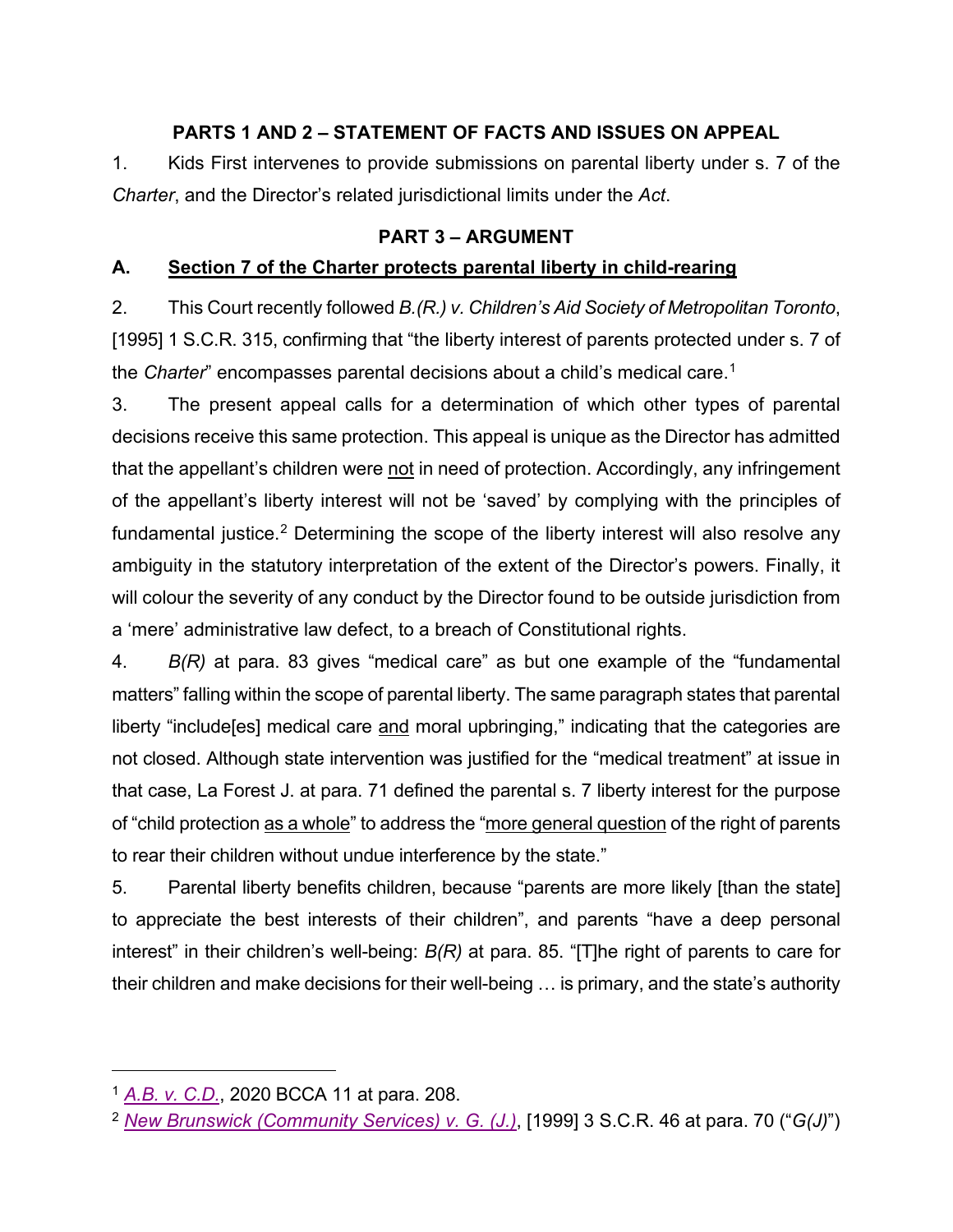## PARTS 1 AND 2 – STATEMENT OF FACTS AND ISSUES ON APPEAL

1. Kids First intervenes to provide submissions on parental liberty under s. 7 of the *Charter*, and the Director's related jurisdictional limits under the *Act*.

## PART 3 – ARGUMENT

### A. Section 7 of the Charter protects parental liberty in child-rearing

2. This Court recently followed *B.(R.) v. Children's Aid Society of Metropolitan Toronto*, [1995] 1 S.C.R. 315, confirming that "the liberty interest of parents protected under s. 7 of the *Charter*" encompasses parental decisions about a child's medical care.[1]

3. The present appeal calls for a determination of which other types of parental decisions receive this same protection. This appeal is unique as the Director has admitted that the appellant's children were not in need of protection. Accordingly, any infringement of the appellant's liberty interest will not be 'saved' by complying with the principles of fundamental justice.[2] Determining the scope of the liberty interest will also resolve any ambiguity in the statutory interpretation of the extent of the Director's powers. Finally, it will colour the severity of any conduct by the Director found to be outside jurisdiction from a 'mere' administrative law defect, to a breach of Constitutional rights.

4. *B(R)* at para. 83 gives "medical care" as but one example of the "fundamental matters" falling within the scope of parental liberty. The same paragraph states that parental liberty "include[es] medical care and moral upbringing," indicating that the categories are not closed. Although state intervention was justified for the "medical treatment" at issue in that case, La Forest J. at para. 71 defined the parental s. 7 liberty interest for the purpose of "child protection as a whole" to address the "more general question of the right of parents to rear their children without undue interference by the state."

5. Parental liberty benefits children, because "parents are more likely [than the state] to appreciate the best interests of their children", and parents "have a deep personal interest" in their children's well-being: *B(R)* at para. 85. "[T]he right of parents to care for their children and make decisions for their well-being … is primary, and the state's authority

---

[1] *A.B. v. C.D.*, 2020 BCCA 11 at para. 208.

[2] *New Brunswick (Community Services) v. G. (J.)*, [1999] 3 S.C.R. 46 at para. 70 ("*G(J)*")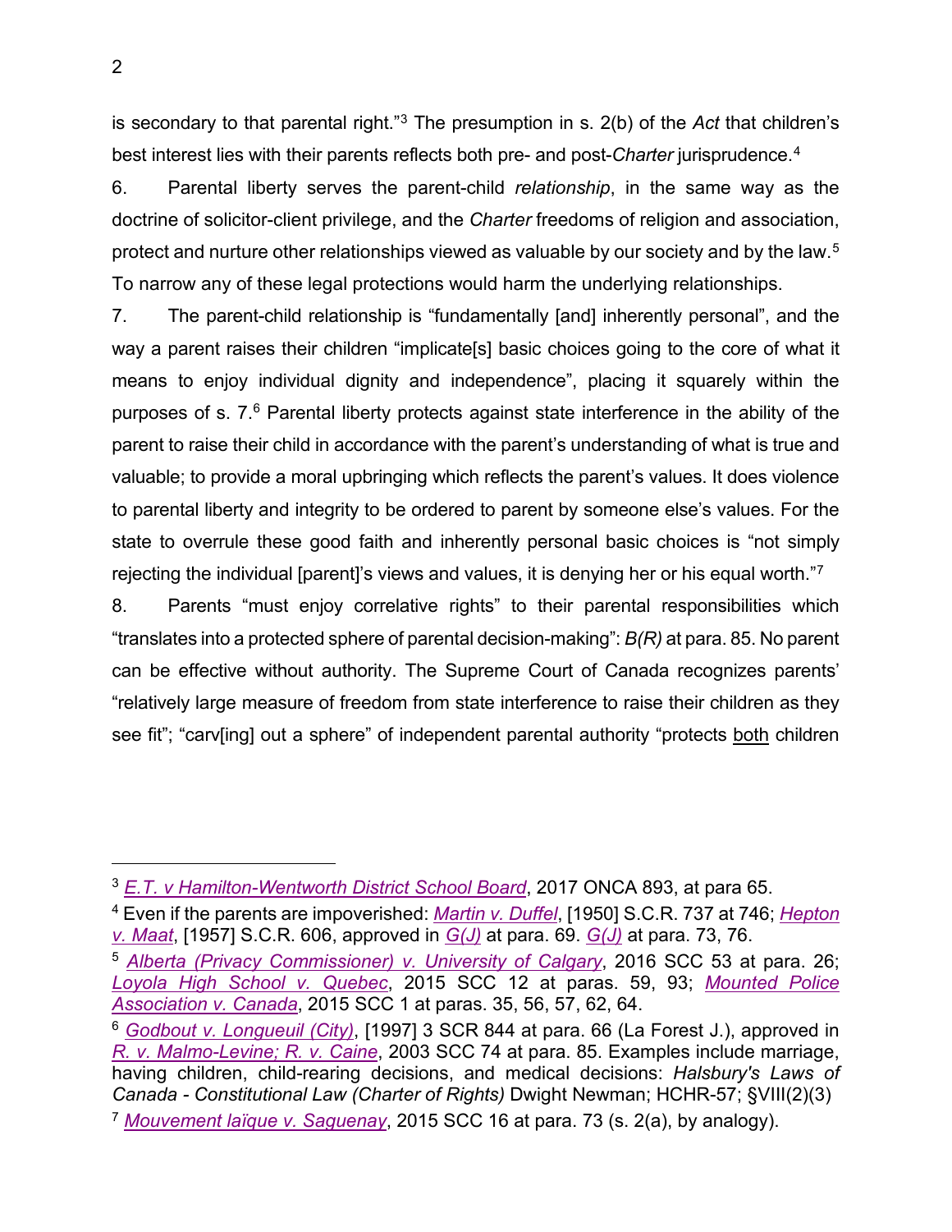is secondary to that parental right."[3] The presumption in s. 2(b) of the *Act* that children's best interest lies with their parents reflects both pre- and post-*Charter* jurisprudence.[4]

6. Parental liberty serves the parent-child *relationship*, in the same way as the doctrine of solicitor-client privilege, and the *Charter* freedoms of religion and association, protect and nurture other relationships viewed as valuable by our society and by the law.[5] To narrow any of these legal protections would harm the underlying relationships.

7. The parent-child relationship is "fundamentally [and] inherently personal", and the way a parent raises their children "implicate[s] basic choices going to the core of what it means to enjoy individual dignity and independence", placing it squarely within the purposes of s. 7.[6] Parental liberty protects against state interference in the ability of the parent to raise their child in accordance with the parent's understanding of what is true and valuable; to provide a moral upbringing which reflects the parent's values. It does violence to parental liberty and integrity to be ordered to parent by someone else's values. For the state to overrule these good faith and inherently personal basic choices is "not simply rejecting the individual [parent]'s views and values, it is denying her or his equal worth."[7]

8. Parents "must enjoy correlative rights" to their parental responsibilities which "translates into a protected sphere of parental decision-making": *B(R)* at para. 85. No parent can be effective without authority. The Supreme Court of Canada recognizes parents' "relatively large measure of freedom from state interference to raise their children as they see fit"; "carv[ing] out a sphere" of independent parental authority "protects <u>both</u> children

---

[3] *E.T. v Hamilton-Wentworth District School Board*, 2017 ONCA 893, at para 65.

[4] Even if the parents are impoverished: *Martin v. Duffel*, [1950] S.C.R. 737 at 746; *Hepton v. Maat*, [1957] S.C.R. 606, approved in *G(J)* at para. 69. *G(J)* at para. 73, 76.

[5] *Alberta (Privacy Commissioner) v. University of Calgary*, 2016 SCC 53 at para. 26; *Loyola High School v. Quebec*, 2015 SCC 12 at paras. 59, 93; *Mounted Police Association v. Canada*, 2015 SCC 1 at paras. 35, 56, 57, 62, 64.

[6] *Godbout v. Longueuil (City)*, [1997] 3 SCR 844 at para. 66 (La Forest J.), approved in *R. v. Malmo-Levine; R. v. Caine*, 2003 SCC 74 at para. 85. Examples include marriage, having children, child-rearing decisions, and medical decisions: *Halsbury's Laws of Canada - Constitutional Law (Charter of Rights)* Dwight Newman; HCHR-57; §VIII(2)(3)

[7] *Mouvement laïque v. Saguenay*, 2015 SCC 16 at para. 73 (s. 2(a), by analogy).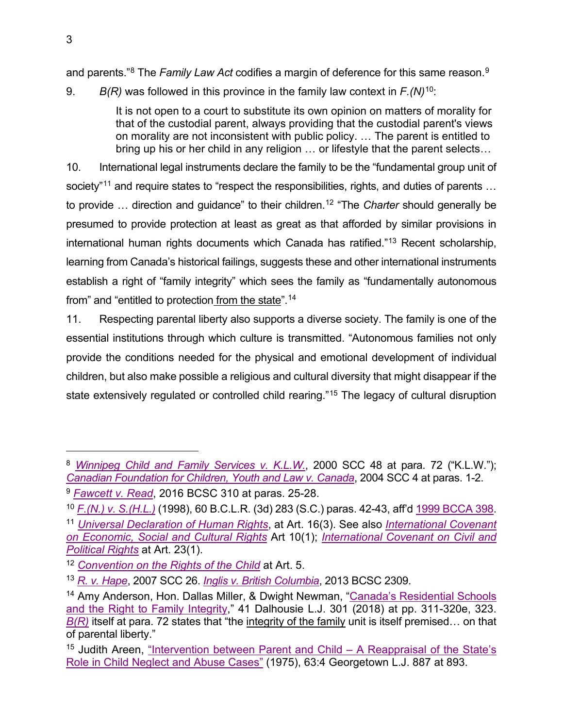and parents."[8] The *Family Law Act* codifies a margin of deference for this same reason.[9]

9. *B(R)* was followed in this province in the family law context in *F.(N)*[10]:

> It is not open to a court to substitute its own opinion on matters of morality for that of the custodial parent, always providing that the custodial parent's views on morality are not inconsistent with public policy. … The parent is entitled to bring up his or her child in any religion … or lifestyle that the parent selects…

10. International legal instruments declare the family to be the "fundamental group unit of society"[11] and require states to "respect the responsibilities, rights, and duties of parents … to provide … direction and guidance" to their children.[12] "The *Charter* should generally be presumed to provide protection at least as great as that afforded by similar provisions in international human rights documents which Canada has ratified."[13] Recent scholarship, learning from Canada's historical failings, suggests these and other international instruments establish a right of "family integrity" which sees the family as "fundamentally autonomous from" and "entitled to protection from the state".[14]

11. Respecting parental liberty also supports a diverse society. The family is one of the essential institutions through which culture is transmitted. "Autonomous families not only provide the conditions needed for the physical and emotional development of individual children, but also make possible a religious and cultural diversity that might disappear if the state extensively regulated or controlled child rearing."[15] The legacy of cultural disruption

---

[8] *Winnipeg Child and Family Services v. K.L.W.*, 2000 SCC 48 at para. 72 ("K.L.W."); *Canadian Foundation for Children, Youth and Law v. Canada*, 2004 SCC 4 at paras. 1-2.

[9] *Fawcett v. Read*, 2016 BCSC 310 at paras. 25-28.

[10] *F.(N.) v. S.(H.L.)* (1998), 60 B.C.L.R. (3d) 283 (S.C.) paras. 42-43, aff'd 1999 BCCA 398.

[11] *Universal Declaration of Human Rights*, at Art. 16(3). See also *International Covenant on Economic, Social and Cultural Rights* Art 10(1); *International Covenant on Civil and Political Rights* at Art. 23(1).

[12] *Convention on the Rights of the Child* at Art. 5.

[13] *R. v. Hape*, 2007 SCC 26. *Inglis v. British Columbia*, 2013 BCSC 2309.

[14] Amy Anderson, Hon. Dallas Miller, & Dwight Newman, "Canada's Residential Schools and the Right to Family Integrity," 41 Dalhousie L.J. 301 (2018) at pp. 311-320e, 323. *B(R)* itself at para. 72 states that "the integrity of the family unit is itself premised… on that of parental liberty."

[15] Judith Areen, "Intervention between Parent and Child – A Reappraisal of the State's Role in Child Neglect and Abuse Cases" (1975), 63:4 Georgetown L.J. 887 at 893.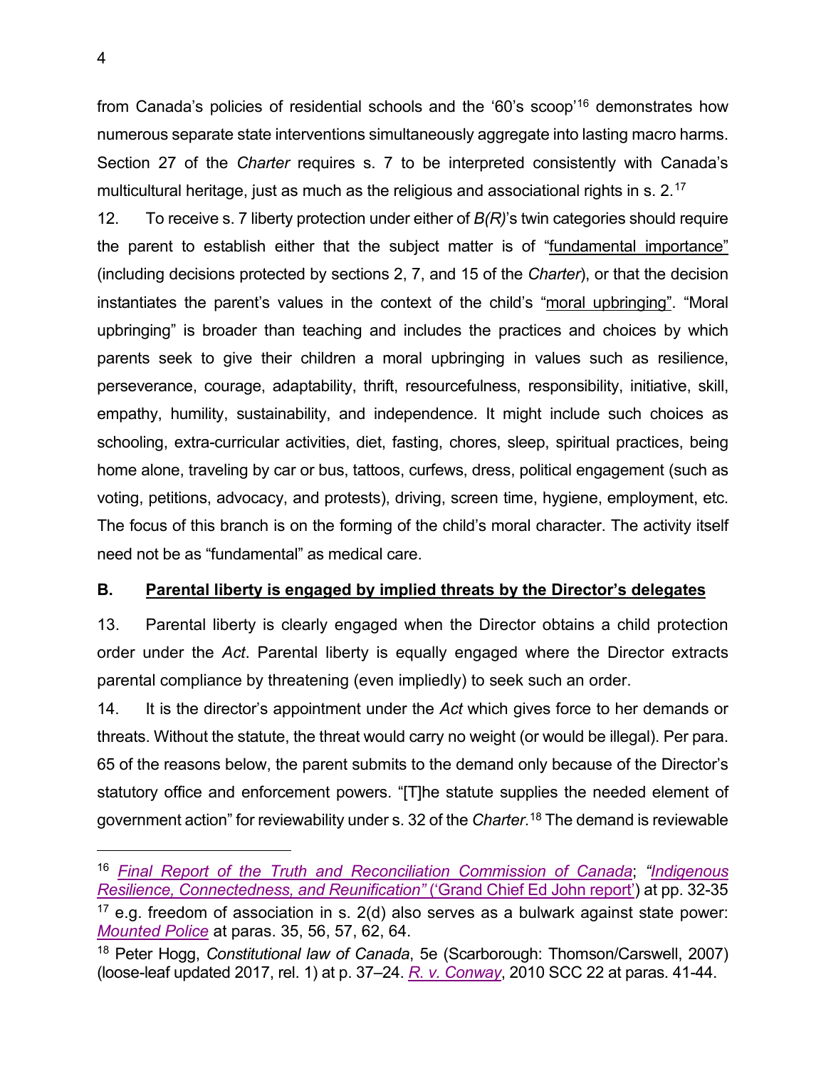from Canada's policies of residential schools and the '60's scoop'[16] demonstrates how numerous separate state interventions simultaneously aggregate into lasting macro harms. Section 27 of the *Charter* requires s. 7 to be interpreted consistently with Canada's multicultural heritage, just as much as the religious and associational rights in s. 2.[17]

12. To receive s. 7 liberty protection under either of *B(R)*'s twin categories should require the parent to establish either that the subject matter is of "fundamental importance" (including decisions protected by sections 2, 7, and 15 of the *Charter*), or that the decision instantiates the parent's values in the context of the child's "moral upbringing". "Moral upbringing" is broader than teaching and includes the practices and choices by which parents seek to give their children a moral upbringing in values such as resilience, perseverance, courage, adaptability, thrift, resourcefulness, responsibility, initiative, skill, empathy, humility, sustainability, and independence. It might include such choices as schooling, extra-curricular activities, diet, fasting, chores, sleep, spiritual practices, being home alone, traveling by car or bus, tattoos, curfews, dress, political engagement (such as voting, petitions, advocacy, and protests), driving, screen time, hygiene, employment, etc. The focus of this branch is on the forming of the child's moral character. The activity itself need not be as "fundamental" as medical care.

### B. Parental liberty is engaged by implied threats by the Director's delegates

13. Parental liberty is clearly engaged when the Director obtains a child protection order under the *Act*. Parental liberty is equally engaged where the Director extracts parental compliance by threatening (even impliedly) to seek such an order.

14. It is the director's appointment under the *Act* which gives force to her demands or threats. Without the statute, the threat would carry no weight (or would be illegal). Per para. 65 of the reasons below, the parent submits to the demand only because of the Director's statutory office and enforcement powers. "[T]he statute supplies the needed element of government action" for reviewability under s. 32 of the *Charter*.[18] The demand is reviewable

---

[16] *Final Report of the Truth and Reconciliation Commission of Canada*; *"Indigenous Resilience, Connectedness, and Reunification"* ('Grand Chief Ed John report') at pp. 32-35

[17] e.g. freedom of association in s. 2(d) also serves as a bulwark against state power: *Mounted Police* at paras. 35, 56, 57, 62, 64.

[18] Peter Hogg, *Constitutional law of Canada*, 5e (Scarborough: Thomson/Carswell, 2007) (loose-leaf updated 2017, rel. 1) at p. 37–24. *R. v. Conway*, 2010 SCC 22 at paras. 41-44.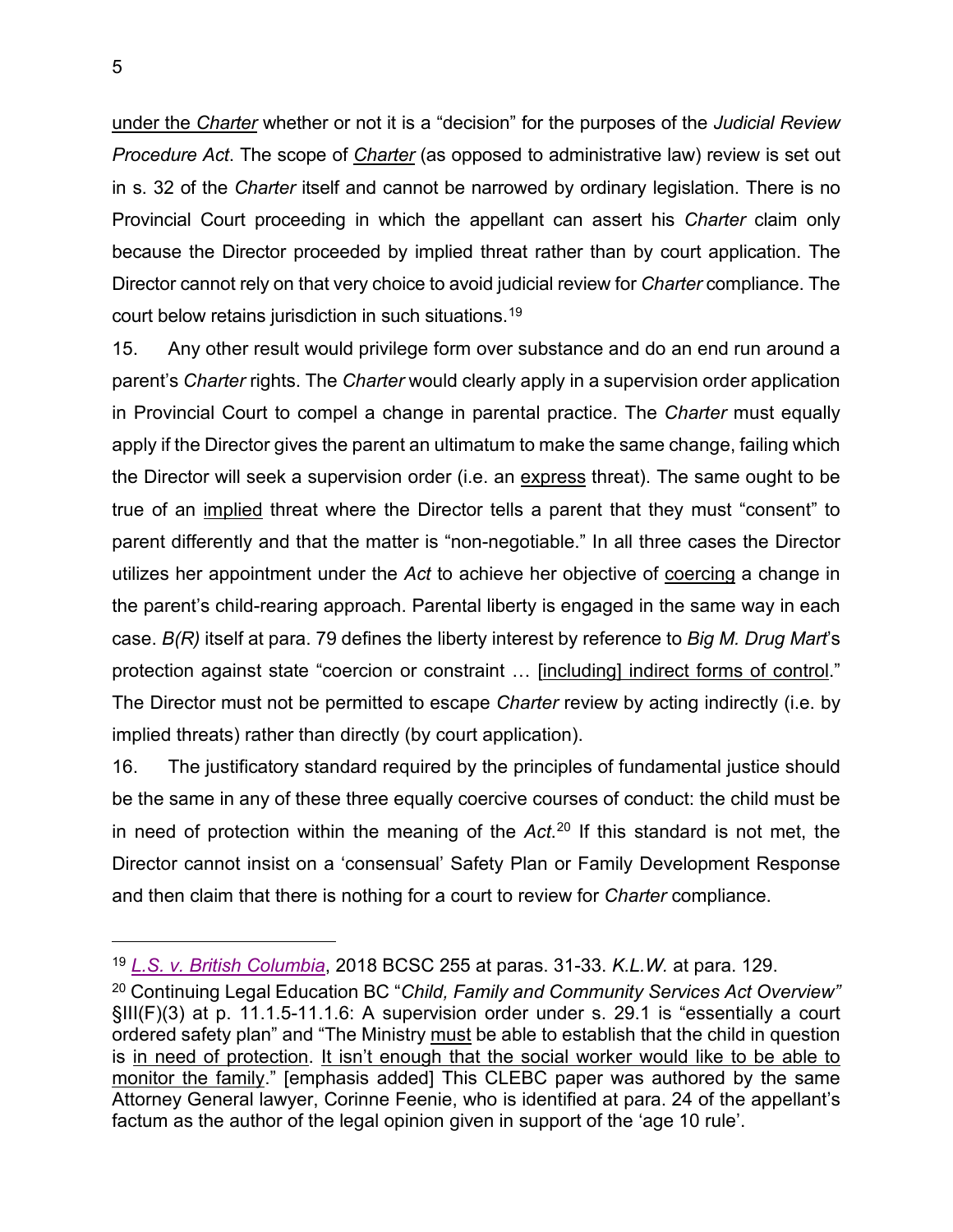under the *Charter* whether or not it is a "decision" for the purposes of the *Judicial Review Procedure Act*. The scope of *Charter* (as opposed to administrative law) review is set out in s. 32 of the *Charter* itself and cannot be narrowed by ordinary legislation. There is no Provincial Court proceeding in which the appellant can assert his *Charter* claim only because the Director proceeded by implied threat rather than by court application. The Director cannot rely on that very choice to avoid judicial review for *Charter* compliance. The court below retains jurisdiction in such situations.[19]

15. Any other result would privilege form over substance and do an end run around a parent's *Charter* rights. The *Charter* would clearly apply in a supervision order application in Provincial Court to compel a change in parental practice. The *Charter* must equally apply if the Director gives the parent an ultimatum to make the same change, failing which the Director will seek a supervision order (i.e. an express threat). The same ought to be true of an implied threat where the Director tells a parent that they must "consent" to parent differently and that the matter is "non-negotiable." In all three cases the Director utilizes her appointment under the *Act* to achieve her objective of coercing a change in the parent's child-rearing approach. Parental liberty is engaged in the same way in each case. *B(R)* itself at para. 79 defines the liberty interest by reference to *Big M. Drug Mart*'s protection against state "coercion or constraint … [including] indirect forms of control." The Director must not be permitted to escape *Charter* review by acting indirectly (i.e. by implied threats) rather than directly (by court application).

16. The justificatory standard required by the principles of fundamental justice should be the same in any of these three equally coercive courses of conduct: the child must be in need of protection within the meaning of the *Act*.[20] If this standard is not met, the Director cannot insist on a 'consensual' Safety Plan or Family Development Response and then claim that there is nothing for a court to review for *Charter* compliance.

---

[19] *L.S. v. British Columbia*, 2018 BCSC 255 at paras. 31-33. *K.L.W.* at para. 129.

[20] Continuing Legal Education BC "*Child, Family and Community Services Act Overview"* §III(F)(3) at p. 11.1.5-11.1.6: A supervision order under s. 29.1 is "essentially a court ordered safety plan" and "The Ministry must be able to establish that the child in question is in need of protection. It isn't enough that the social worker would like to be able to monitor the family." [emphasis added] This CLEBC paper was authored by the same Attorney General lawyer, Corinne Feenie, who is identified at para. 24 of the appellant's factum as the author of the legal opinion given in support of the 'age 10 rule'.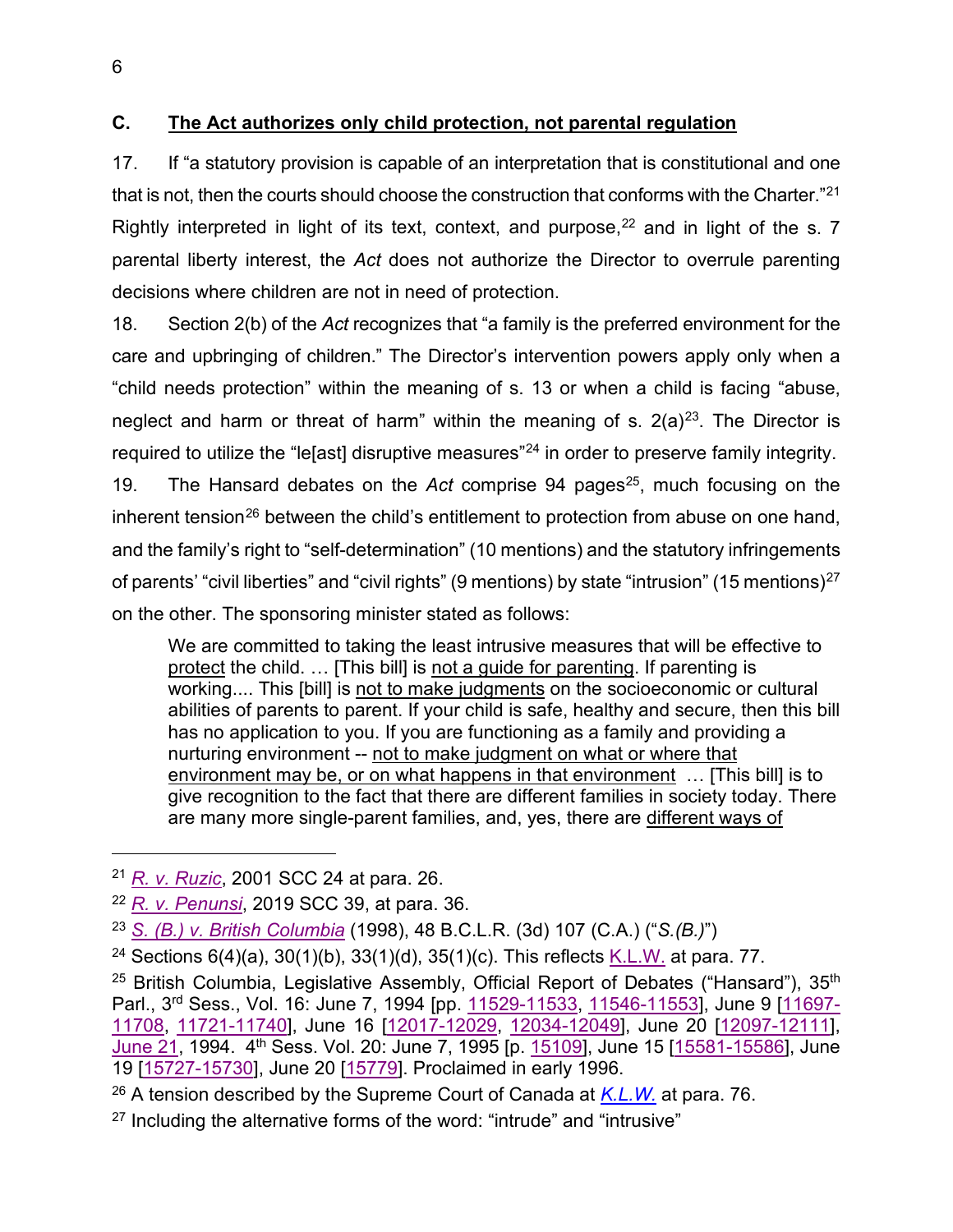### C. The Act authorizes only child protection, not parental regulation

17. If "a statutory provision is capable of an interpretation that is constitutional and one that is not, then the courts should choose the construction that conforms with the Charter."[21] Rightly interpreted in light of its text, context, and purpose,[22] and in light of the s. 7 parental liberty interest, the *Act* does not authorize the Director to overrule parenting decisions where children are not in need of protection.

18. Section 2(b) of the *Act* recognizes that "a family is the preferred environment for the care and upbringing of children." The Director's intervention powers apply only when a "child needs protection" within the meaning of s. 13 or when a child is facing "abuse, neglect and harm or threat of harm" within the meaning of s. 2(a)[23]. The Director is required to utilize the "le[ast] disruptive measures"[24] in order to preserve family integrity.

19. The Hansard debates on the *Act* comprise 94 pages[25], much focusing on the inherent tension[26] between the child's entitlement to protection from abuse on one hand, and the family's right to "self-determination" (10 mentions) and the statutory infringements of parents' "civil liberties" and "civil rights" (9 mentions) by state "intrusion" (15 mentions)[27] on the other. The sponsoring minister stated as follows:

> We are committed to taking the least intrusive measures that will be effective to protect the child. … [This bill] is not a guide for parenting. If parenting is working.... This [bill] is not to make judgments on the socioeconomic or cultural abilities of parents to parent. If your child is safe, healthy and secure, then this bill has no application to you. If you are functioning as a family and providing a nurturing environment -- not to make judgment on what or where that environment may be, or on what happens in that environment … [This bill] is to give recognition to the fact that there are different families in society today. There are many more single-parent families, and, yes, there are different ways of

---

[21] *R. v. Ruzic*, 2001 SCC 24 at para. 26.

[22] *R. v. Penunsi*, 2019 SCC 39, at para. 36.

[23] *S. (B.) v. British Columbia* (1998), 48 B.C.L.R. (3d) 107 (C.A.) ("*S.(B.)*")

[24] Sections 6(4)(a), 30(1)(b), 33(1)(d), 35(1)(c). This reflects K.L.W. at para. 77.

[25] British Columbia, Legislative Assembly, Official Report of Debates ("Hansard"), 35th Parl., 3rd Sess., Vol. 16: June 7, 1994 [pp. 11529-11533, 11546-11553], June 9 [11697-11708, 11721-11740], June 16 [12017-12029, 12034-12049], June 20 [12097-12111], June 21, 1994. 4th Sess. Vol. 20: June 7, 1995 [p. 15109], June 15 [15581-15586], June 19 [15727-15730], June 20 [15779]. Proclaimed in early 1996.

[26] A tension described by the Supreme Court of Canada at *K.L.W.* at para. 76.

[27] Including the alternative forms of the word: "intrude" and "intrusive"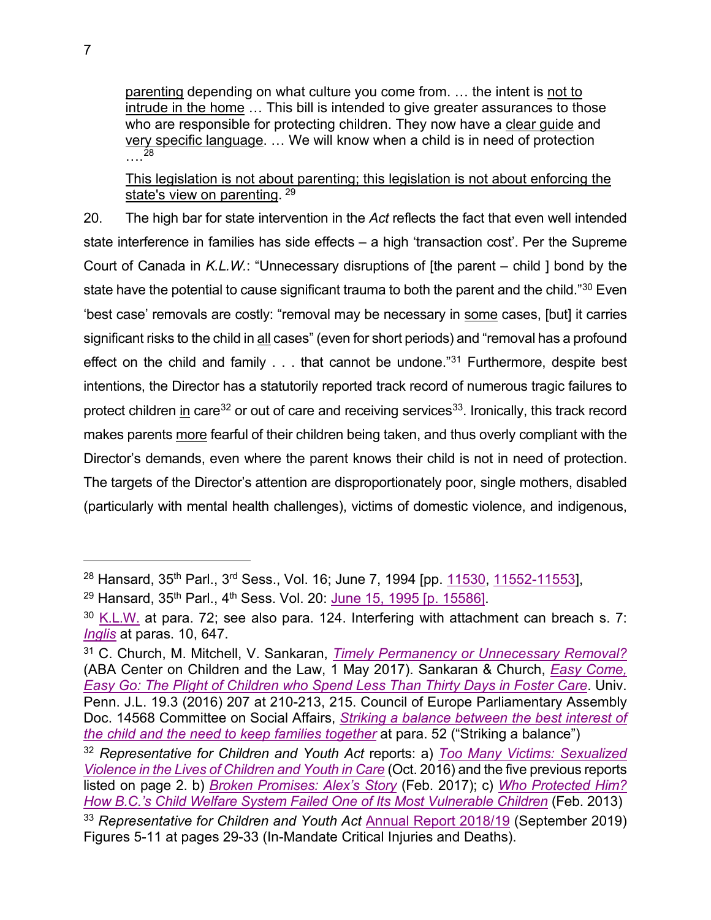> parenting depending on what culture you come from. … the intent is not to intrude in the home … This bill is intended to give greater assurances to those who are responsible for protecting children. They now have a clear guide and very specific language. … We will know when a child is in need of protection ….[28]
>
> This legislation is not about parenting; this legislation is not about enforcing the state's view on parenting. [29]

20. The high bar for state intervention in the *Act* reflects the fact that even well intended state interference in families has side effects – a high 'transaction cost'. Per the Supreme Court of Canada in *K.L.W.*: "Unnecessary disruptions of [the parent – child ] bond by the state have the potential to cause significant trauma to both the parent and the child."[30] Even 'best case' removals are costly: "removal may be necessary in some cases, [but] it carries significant risks to the child in all cases" (even for short periods) and "removal has a profound effect on the child and family . . . that cannot be undone."[31] Furthermore, despite best intentions, the Director has a statutorily reported track record of numerous tragic failures to protect children in care[32] or out of care and receiving services[33]. Ironically, this track record makes parents more fearful of their children being taken, and thus overly compliant with the Director's demands, even where the parent knows their child is not in need of protection. The targets of the Director's attention are disproportionately poor, single mothers, disabled (particularly with mental health challenges), victims of domestic violence, and indigenous,

---

[28] Hansard, 35th Parl., 3rd Sess., Vol. 16; June 7, 1994 [pp. 11530, 11552-11553],

[29] Hansard, 35th Parl., 4th Sess. Vol. 20: June 15, 1995 [p. 15586].

[30] K.L.W. at para. 72; see also para. 124. Interfering with attachment can breach s. 7: *Inglis* at paras. 10, 647.

[31] C. Church, M. Mitchell, V. Sankaran, *Timely Permanency or Unnecessary Removal?* (ABA Center on Children and the Law, 1 May 2017). Sankaran & Church, *Easy Come, Easy Go: The Plight of Children who Spend Less Than Thirty Days in Foster Care*. Univ. Penn. J.L. 19.3 (2016) 207 at 210-213, 215. Council of Europe Parliamentary Assembly Doc. 14568 Committee on Social Affairs, *Striking a balance between the best interest of the child and the need to keep families together* at para. 52 ("Striking a balance")

[32] *Representative for Children and Youth Act* reports: a) *Too Many Victims: Sexualized Violence in the Lives of Children and Youth in Care* (Oct. 2016) and the five previous reports listed on page 2. b) *Broken Promises: Alex's Story* (Feb. 2017); c) *Who Protected Him? How B.C.'s Child Welfare System Failed One of Its Most Vulnerable Children* (Feb. 2013)

[33] *Representative for Children and Youth Act* Annual Report 2018/19 (September 2019) Figures 5-11 at pages 29-33 (In-Mandate Critical Injuries and Deaths).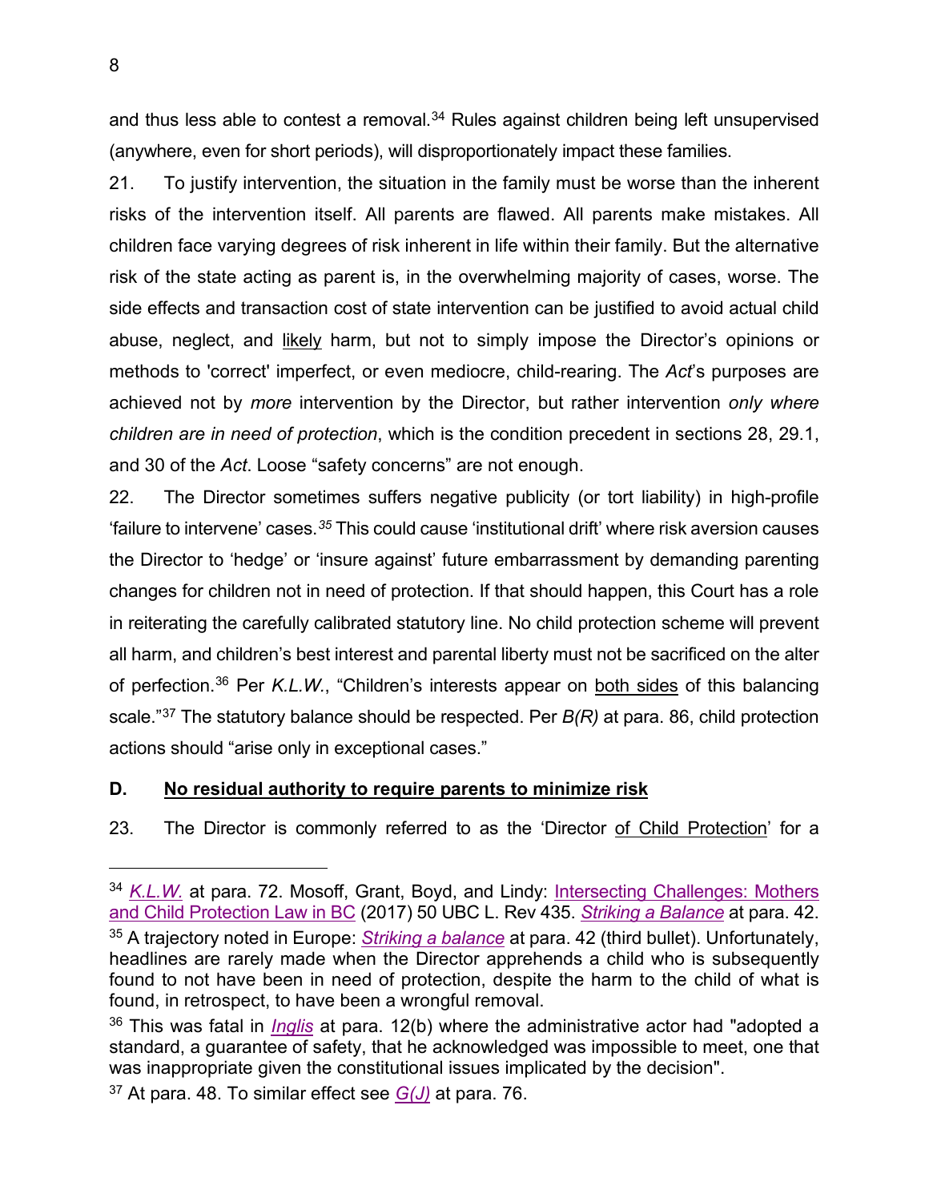and thus less able to contest a removal.[34] Rules against children being left unsupervised (anywhere, even for short periods), will disproportionately impact these families.

21. To justify intervention, the situation in the family must be worse than the inherent risks of the intervention itself. All parents are flawed. All parents make mistakes. All children face varying degrees of risk inherent in life within their family. But the alternative risk of the state acting as parent is, in the overwhelming majority of cases, worse. The side effects and transaction cost of state intervention can be justified to avoid actual child abuse, neglect, and <u>likely</u> harm, but not to simply impose the Director's opinions or methods to 'correct' imperfect, or even mediocre, child-rearing. The *Act*'s purposes are achieved not by *more* intervention by the Director, but rather intervention *only where children are in need of protection*, which is the condition precedent in sections 28, 29.1, and 30 of the *Act*. Loose "safety concerns" are not enough.

22. The Director sometimes suffers negative publicity (or tort liability) in high-profile 'failure to intervene' cases.[35] This could cause 'institutional drift' where risk aversion causes the Director to 'hedge' or 'insure against' future embarrassment by demanding parenting changes for children not in need of protection. If that should happen, this Court has a role in reiterating the carefully calibrated statutory line. No child protection scheme will prevent all harm, and children's best interest and parental liberty must not be sacrificed on the alter of perfection.[36] Per *K.L.W.*, "Children's interests appear on <u>both sides</u> of this balancing scale."[37] The statutory balance should be respected. Per *B(R)* at para. 86, child protection actions should "arise only in exceptional cases."

### D. <u>No residual authority to require parents to minimize risk</u>

23. The Director is commonly referred to as the 'Director <u>of Child Protection</u>' for a

---

[34] *K.L.W.* at para. 72. Mosoff, Grant, Boyd, and Lindy: Intersecting Challenges: Mothers and Child Protection Law in BC (2017) 50 UBC L. Rev 435. *Striking a Balance* at para. 42.

[35] A trajectory noted in Europe: *Striking a balance* at para. 42 (third bullet). Unfortunately, headlines are rarely made when the Director apprehends a child who is subsequently found to not have been in need of protection, despite the harm to the child of what is found, in retrospect, to have been a wrongful removal.

[36] This was fatal in *Inglis* at para. 12(b) where the administrative actor had "adopted a standard, a guarantee of safety, that he acknowledged was impossible to meet, one that was inappropriate given the constitutional issues implicated by the decision".

[37] At para. 48. To similar effect see *G(J)* at para. 76.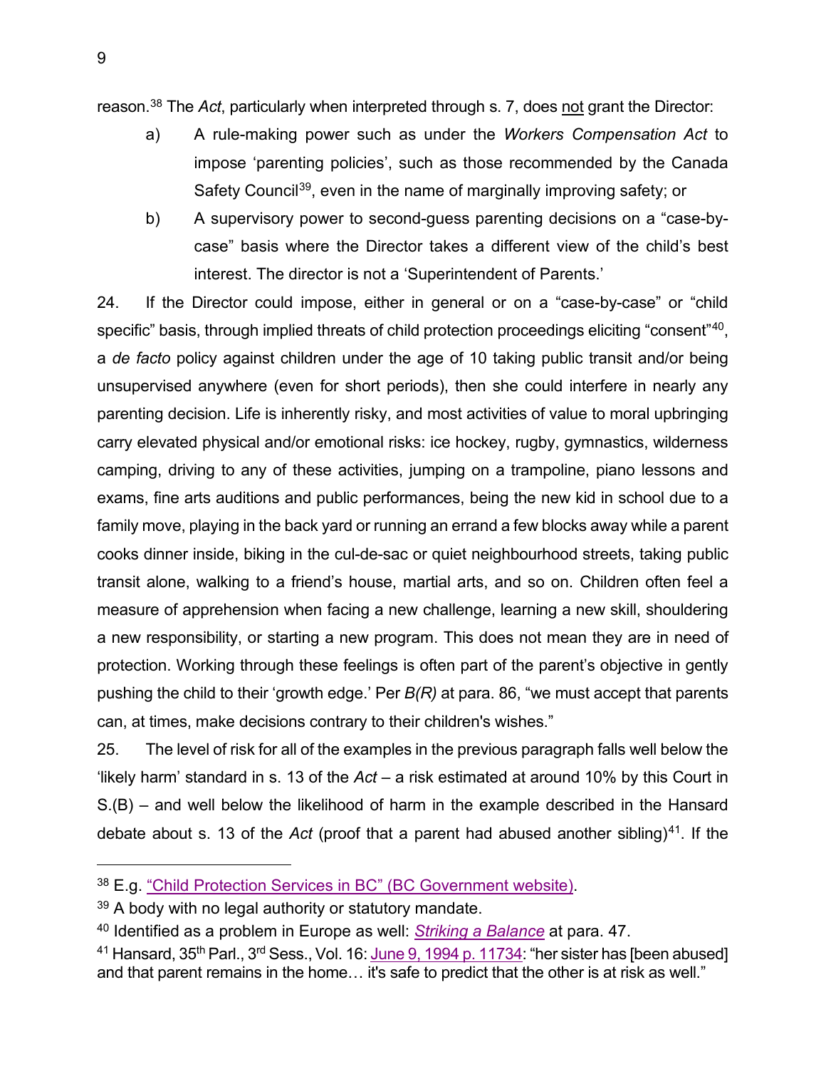reason.[38] The *Act*, particularly when interpreted through s. 7, does not grant the Director:

a) A rule-making power such as under the *Workers Compensation Act* to impose 'parenting policies', such as those recommended by the Canada Safety Council[39], even in the name of marginally improving safety; or

b) A supervisory power to second-guess parenting decisions on a "case-by-case" basis where the Director takes a different view of the child's best interest. The director is not a 'Superintendent of Parents.'

24. If the Director could impose, either in general or on a "case-by-case" or "child specific" basis, through implied threats of child protection proceedings eliciting "consent"[40], a *de facto* policy against children under the age of 10 taking public transit and/or being unsupervised anywhere (even for short periods), then she could interfere in nearly any parenting decision. Life is inherently risky, and most activities of value to moral upbringing carry elevated physical and/or emotional risks: ice hockey, rugby, gymnastics, wilderness camping, driving to any of these activities, jumping on a trampoline, piano lessons and exams, fine arts auditions and public performances, being the new kid in school due to a family move, playing in the back yard or running an errand a few blocks away while a parent cooks dinner inside, biking in the cul-de-sac or quiet neighbourhood streets, taking public transit alone, walking to a friend's house, martial arts, and so on. Children often feel a measure of apprehension when facing a new challenge, learning a new skill, shouldering a new responsibility, or starting a new program. This does not mean they are in need of protection. Working through these feelings is often part of the parent's objective in gently pushing the child to their 'growth edge.' Per *B(R)* at para. 86, "we must accept that parents can, at times, make decisions contrary to their children's wishes."

25. The level of risk for all of the examples in the previous paragraph falls well below the 'likely harm' standard in s. 13 of the *Act* – a risk estimated at around 10% by this Court in S.(B) – and well below the likelihood of harm in the example described in the Hansard debate about s. 13 of the *Act* (proof that a parent had abused another sibling)[41]. If the

---

[38] E.g. "Child Protection Services in BC" (BC Government website).

[39] A body with no legal authority or statutory mandate.

[40] Identified as a problem in Europe as well: *Striking a Balance* at para. 47.

[41] Hansard, 35th Parl., 3rd Sess., Vol. 16: June 9, 1994 p. 11734: "her sister has [been abused] and that parent remains in the home… it's safe to predict that the other is at risk as well."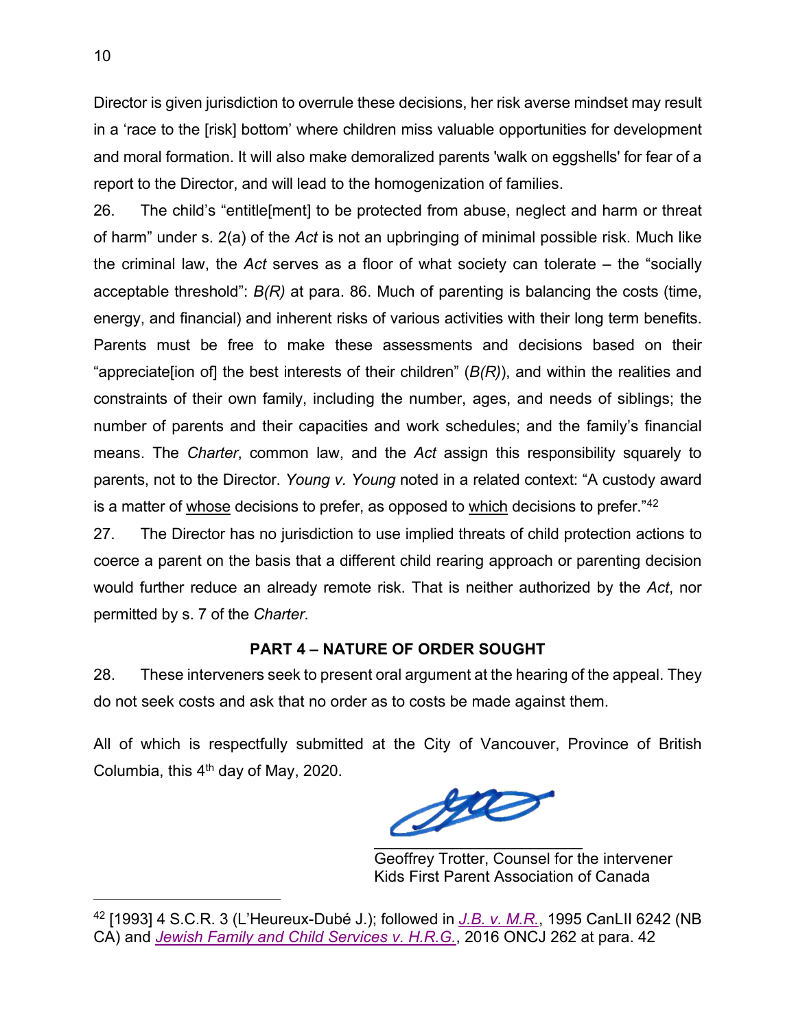Director is given jurisdiction to overrule these decisions, her risk averse mindset may result in a 'race to the [risk] bottom' where children miss valuable opportunities for development and moral formation. It will also make demoralized parents 'walk on eggshells' for fear of a report to the Director, and will lead to the homogenization of families.

26. The child's "entitle[ment] to be protected from abuse, neglect and harm or threat of harm" under s. 2(a) of the *Act* is not an upbringing of minimal possible risk. Much like the criminal law, the *Act* serves as a floor of what society can tolerate – the "socially acceptable threshold": *B(R)* at para. 86. Much of parenting is balancing the costs (time, energy, and financial) and inherent risks of various activities with their long term benefits. Parents must be free to make these assessments and decisions based on their "appreciate[ion of] the best interests of their children" (*B(R)*), and within the realities and constraints of their own family, including the number, ages, and needs of siblings; the number of parents and their capacities and work schedules; and the family's financial means. The *Charter*, common law, and the *Act* assign this responsibility squarely to parents, not to the Director. *Young v. Young* noted in a related context: "A custody award is a matter of <u>whose</u> decisions to prefer, as opposed to <u>which</u> decisions to prefer."[42]

27. The Director has no jurisdiction to use implied threats of child protection actions to coerce a parent on the basis that a different child rearing approach or parenting decision would further reduce an already remote risk. That is neither authorized by the *Act*, nor permitted by s. 7 of the *Charter*.

## PART 4 – NATURE OF ORDER SOUGHT

28. These interveners seek to present oral argument at the hearing of the appeal. They do not seek costs and ask that no order as to costs be made against them.

All of which is respectfully submitted at the City of Vancouver, Province of British Columbia, this 4th day of May, 2020.

\_\_\_\_\_\_\_\_\_\_\_\_\_\_\_\_\_\_\_\_\_\_\_\_\_\_
Geoffrey Trotter, Counsel for the intervener
Kids First Parent Association of Canada

---

[42] [1993] 4 S.C.R. 3 (L'Heureux-Dubé J.); followed in *J.B. v. M.R.*, 1995 CanLII 6242 (NB CA) and *Jewish Family and Child Services v. H.R.G.*, 2016 ONCJ 262 at para. 42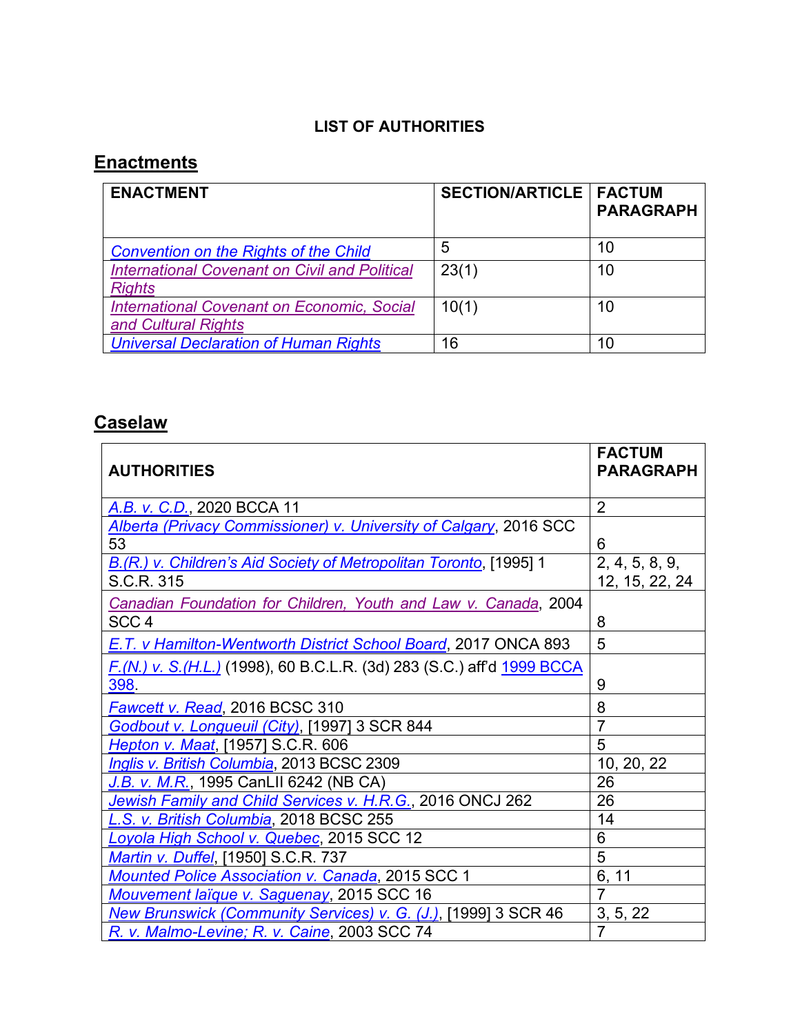**LIST OF AUTHORITIES**

## Enactments

| ENACTMENT | SECTION/ARTICLE | FACTUM PARAGRAPH |
|---|---|---|
| *Convention on the Rights of the Child* | 5 | 10 |
| *International Covenant on Civil and Political Rights* | 23(1) | 10 |
| *International Covenant on Economic, Social and Cultural Rights* | 10(1) | 10 |
| *Universal Declaration of Human Rights* | 16 | 10 |

## Caselaw

| AUTHORITIES | FACTUM PARAGRAPH |
|---|---|
| *A.B. v. C.D.*, 2020 BCCA 11 | 2 |
| *Alberta (Privacy Commissioner) v. University of Calgary*, 2016 SCC 53 | 6 |
| *B.(R.) v. Children's Aid Society of Metropolitan Toronto*, [1995] 1 S.C.R. 315 | 2, 4, 5, 8, 9, 12, 15, 22, 24 |
| *Canadian Foundation for Children, Youth and Law v. Canada*, 2004 SCC 4 | 8 |
| *E.T. v Hamilton-Wentworth District School Board*, 2017 ONCA 893 | 5 |
| *F.(N.) v. S.(H.L.)* (1998), 60 B.C.L.R. (3d) 283 (S.C.) aff'd 1999 BCCA 398. | 9 |
| *Fawcett v. Read*, 2016 BCSC 310 | 8 |
| *Godbout v. Longueuil (City)*, [1997] 3 SCR 844 | 7 |
| *Hepton v. Maat*, [1957] S.C.R. 606 | 5 |
| *Inglis v. British Columbia*, 2013 BCSC 2309 | 10, 20, 22 |
| *J.B. v. M.R.*, 1995 CanLII 6242 (NB CA) | 26 |
| *Jewish Family and Child Services v. H.R.G.*, 2016 ONCJ 262 | 26 |
| *L.S. v. British Columbia*, 2018 BCSC 255 | 14 |
| *Loyola High School v. Quebec*, 2015 SCC 12 | 6 |
| *Martin v. Duffel*, [1950] S.C.R. 737 | 5 |
| *Mounted Police Association v. Canada*, 2015 SCC 1 | 6, 11 |
| *Mouvement laïque v. Saguenay*, 2015 SCC 16 | 7 |
| *New Brunswick (Community Services) v. G. (J.)*, [1999] 3 SCR 46 | 3, 5, 22 |
| *R. v. Malmo-Levine; R. v. Caine*, 2003 SCC 74 | 7 |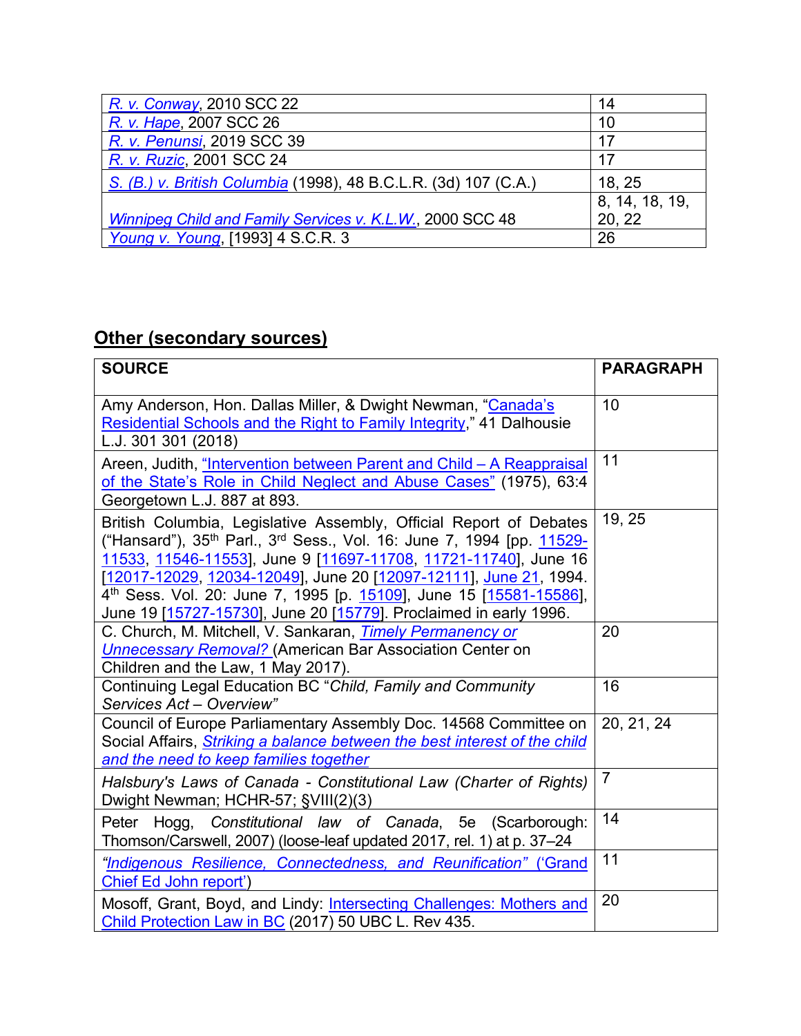| | |
|---|---|
| *R. v. Conway*, 2010 SCC 22 | 14 |
| *R. v. Hape*, 2007 SCC 26 | 10 |
| *R. v. Penunsi*, 2019 SCC 39 | 17 |
| *R. v. Ruzic*, 2001 SCC 24 | 17 |
| *S. (B.) v. British Columbia* (1998), 48 B.C.L.R. (3d) 107 (C.A.) | 18, 25 |
| *Winnipeg Child and Family Services v. K.L.W.*, 2000 SCC 48 | 8, 14, 18, 19, 20, 22 |
| *Young v. Young*, [1993] 4 S.C.R. 3 | 26 |

## Other (secondary sources)

| SOURCE | PARAGRAPH |
|---|---|
| Amy Anderson, Hon. Dallas Miller, & Dwight Newman, "Canada's Residential Schools and the Right to Family Integrity," 41 Dalhousie L.J. 301 301 (2018) | 10 |
| Areen, Judith, "Intervention between Parent and Child – A Reappraisal of the State's Role in Child Neglect and Abuse Cases" (1975), 63:4 Georgetown L.J. 887 at 893. | 11 |
| British Columbia, Legislative Assembly, Official Report of Debates ("Hansard"), 35th Parl., 3rd Sess., Vol. 16: June 7, 1994 [pp. 11529-11533, 11546-11553], June 9 [11697-11708, 11721-11740], June 16 [12017-12029, 12034-12049], June 20 [12097-12111], June 21, 1994. 4th Sess. Vol. 20: June 7, 1995 [p. 15109], June 15 [15581-15586], June 19 [15727-15730], June 20 [15779]. Proclaimed in early 1996. | 19, 25 |
| C. Church, M. Mitchell, V. Sankaran, *Timely Permanency or Unnecessary Removal?* (American Bar Association Center on Children and the Law, 1 May 2017). | 20 |
| Continuing Legal Education BC "*Child, Family and Community Services Act – Overview*" | 16 |
| Council of Europe Parliamentary Assembly Doc. 14568 Committee on Social Affairs, *Striking a balance between the best interest of the child and the need to keep families together* | 20, 21, 24 |
| *Halsbury's Laws of Canada - Constitutional Law (Charter of Rights)* Dwight Newman; HCHR-57; §VIII(2)(3) | 7 |
| Peter Hogg, *Constitutional law of Canada*, 5e (Scarborough: Thomson/Carswell, 2007) (loose-leaf updated 2017, rel. 1) at p. 37–24 | 14 |
| *"Indigenous Resilience, Connectedness, and Reunification" ('Grand Chief Ed John report')* | 11 |
| Mosoff, Grant, Boyd, and Lindy: Intersecting Challenges: Mothers and Child Protection Law in BC (2017) 50 UBC L. Rev 435. | 20 |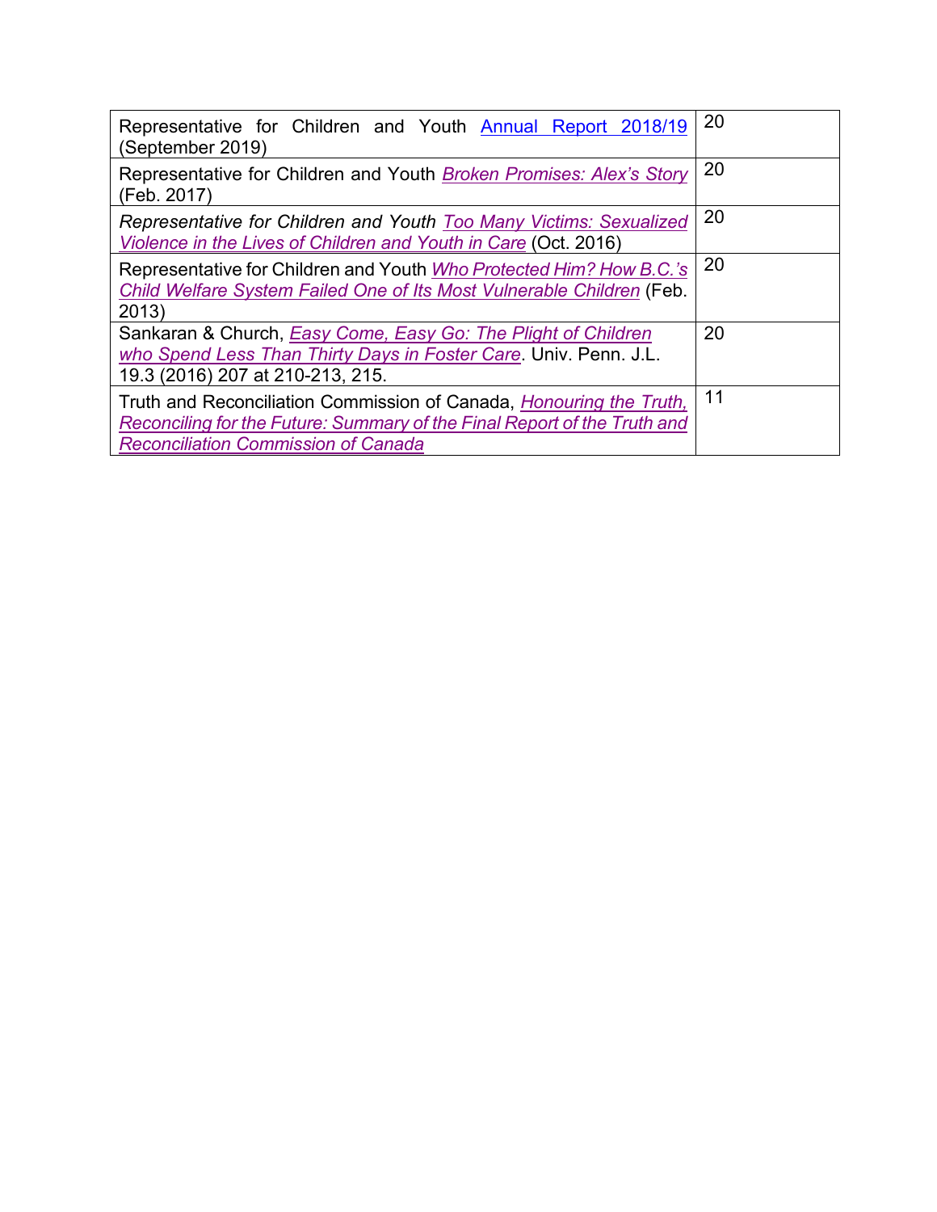| | |
|---|---|
| Representative for Children and Youth Annual Report 2018/19 (September 2019) | 20 |
| Representative for Children and Youth *Broken Promises: Alex's Story* (Feb. 2017) | 20 |
| *Representative for Children and Youth Too Many Victims: Sexualized Violence in the Lives of Children and Youth in Care* (Oct. 2016) | 20 |
| Representative for Children and Youth *Who Protected Him? How B.C.'s Child Welfare System Failed One of Its Most Vulnerable Children* (Feb. 2013) | 20 |
| Sankaran & Church, *Easy Come, Easy Go: The Plight of Children who Spend Less Than Thirty Days in Foster Care*. Univ. Penn. J.L. 19.3 (2016) 207 at 210-213, 215. | 20 |
| Truth and Reconciliation Commission of Canada, *Honouring the Truth, Reconciling for the Future: Summary of the Final Report of the Truth and Reconciliation Commission of Canada* | 11 |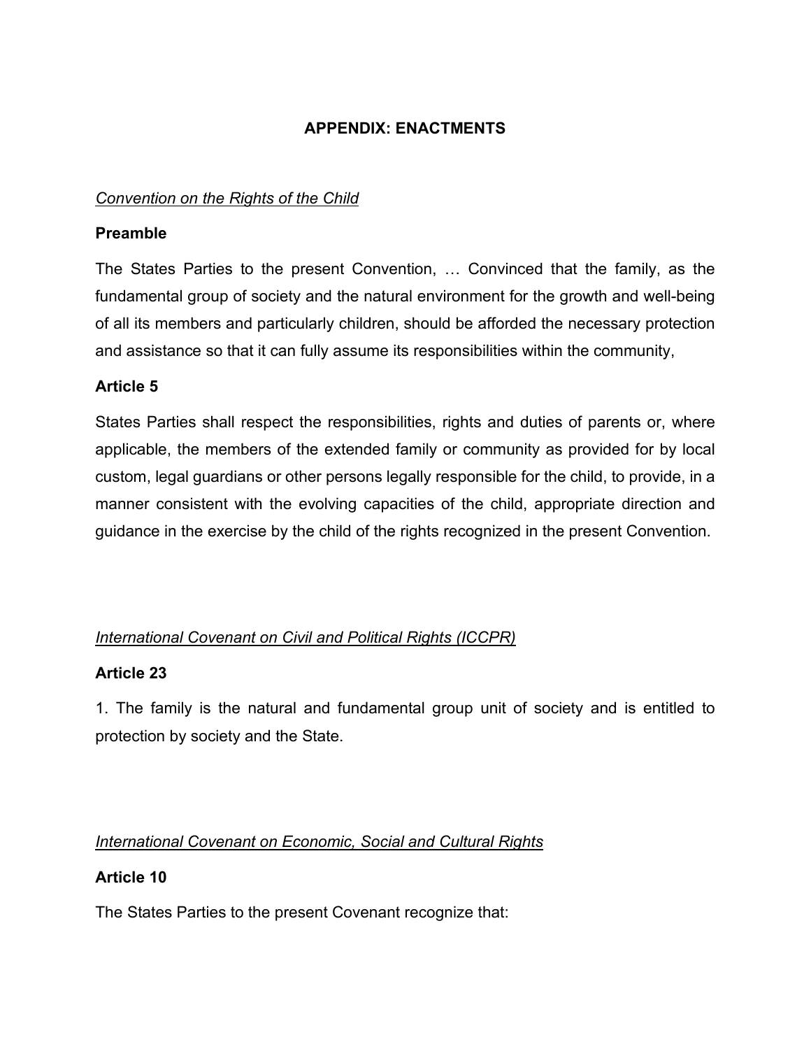## APPENDIX: ENACTMENTS

*Convention on the Rights of the Child*

**Preamble**

The States Parties to the present Convention, … Convinced that the family, as the fundamental group of society and the natural environment for the growth and well-being of all its members and particularly children, should be afforded the necessary protection and assistance so that it can fully assume its responsibilities within the community,

**Article 5**

States Parties shall respect the responsibilities, rights and duties of parents or, where applicable, the members of the extended family or community as provided for by local custom, legal guardians or other persons legally responsible for the child, to provide, in a manner consistent with the evolving capacities of the child, appropriate direction and guidance in the exercise by the child of the rights recognized in the present Convention.

*International Covenant on Civil and Political Rights (ICCPR)*

**Article 23**

1. The family is the natural and fundamental group unit of society and is entitled to protection by society and the State.

*International Covenant on Economic, Social and Cultural Rights*

**Article 10**

The States Parties to the present Covenant recognize that: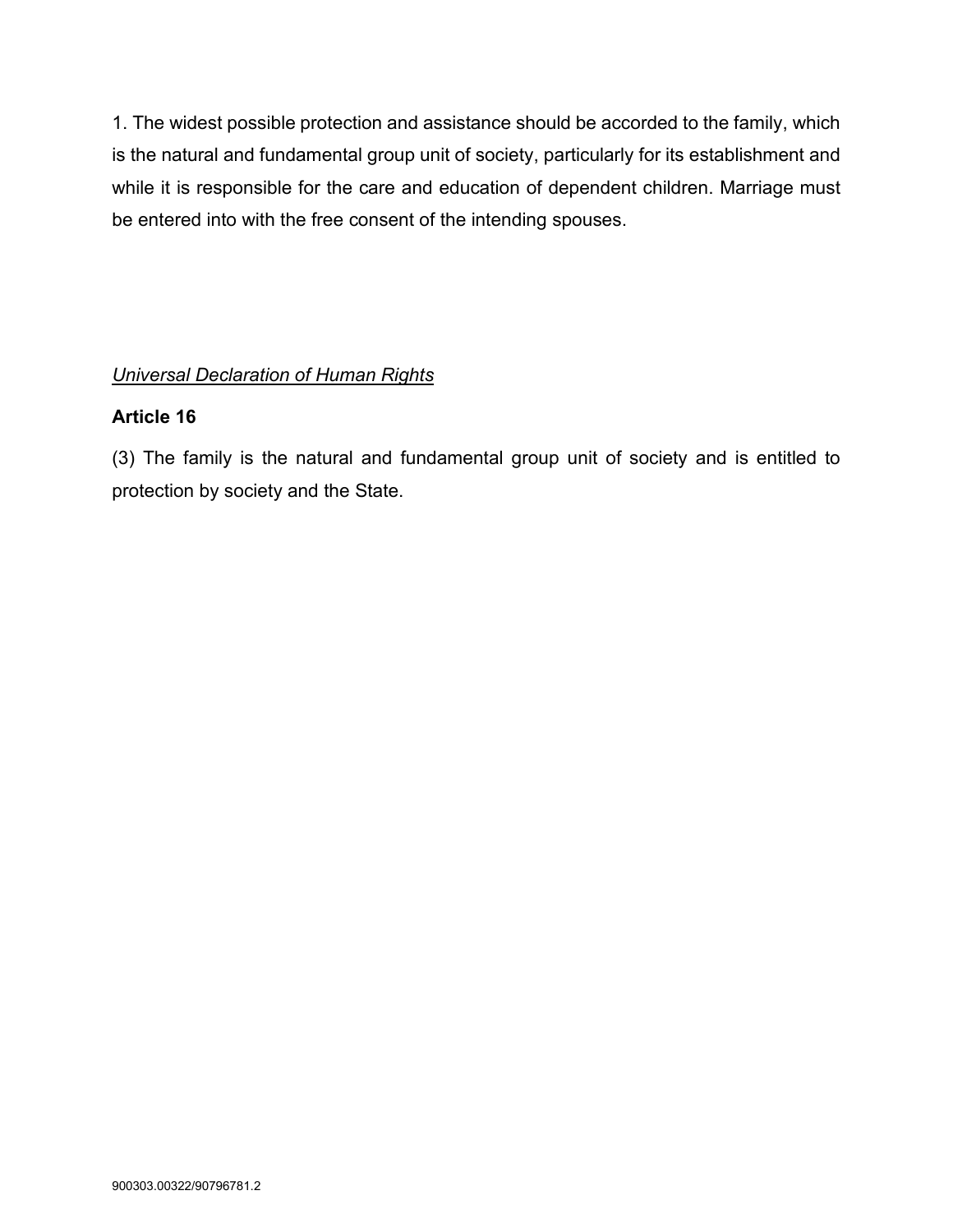1. The widest possible protection and assistance should be accorded to the family, which is the natural and fundamental group unit of society, particularly for its establishment and while it is responsible for the care and education of dependent children. Marriage must be entered into with the free consent of the intending spouses.

*Universal Declaration of Human Rights*

**Article 16**

(3) The family is the natural and fundamental group unit of society and is entitled to protection by society and the State.

900303.00322/90796781.2